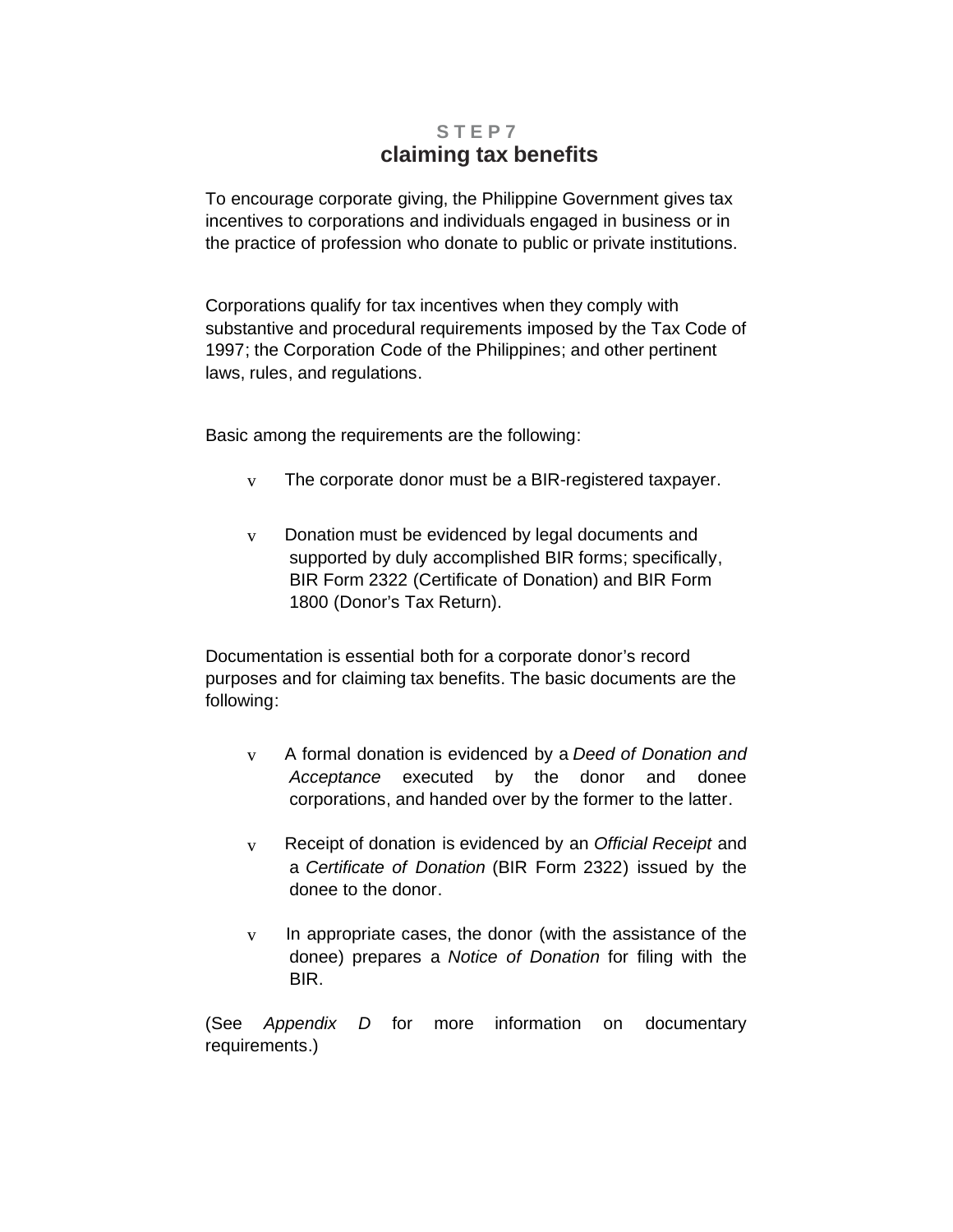# STEP 7
## claiming tax benefits

To encourage corporate giving, the Philippine Government gives tax incentives to corporations and individuals engaged in business or in the practice of profession who donate to public or private institutions.

Corporations qualify for tax incentives when they comply with substantive and procedural requirements imposed by the Tax Code of 1997; the Corporation Code of the Philippines; and other pertinent laws, rules, and regulations.

Basic among the requirements are the following:

- The corporate donor must be a BIR-registered taxpayer.
- Donation must be evidenced by legal documents and supported by duly accomplished BIR forms; specifically, BIR Form 2322 (Certificate of Donation) and BIR Form 1800 (Donor's Tax Return).

Documentation is essential both for a corporate donor's record purposes and for claiming tax benefits. The basic documents are the following:

- A formal donation is evidenced by a *Deed of Donation and Acceptance* executed by the donor and donee corporations, and handed over by the former to the latter.
- Receipt of donation is evidenced by an *Official Receipt* and a *Certificate of Donation* (BIR Form 2322) issued by the donee to the donor.
- In appropriate cases, the donor (with the assistance of the donee) prepares a *Notice of Donation* for filing with the BIR.

(See *Appendix D* for more information on documentary requirements.)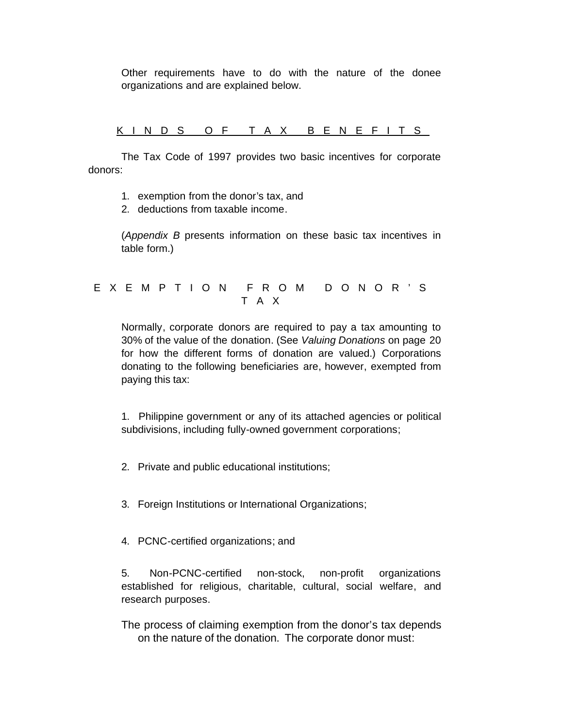Other requirements have to do with the nature of the donee organizations and are explained below.

## KINDS OF TAX BENEFITS

The Tax Code of 1997 provides two basic incentives for corporate donors:

1. exemption from the donor's tax, and
2. deductions from taxable income.

(*Appendix B* presents information on these basic tax incentives in table form.)

## EXEMPTION FROM DONOR'S TAX

Normally, corporate donors are required to pay a tax amounting to 30% of the value of the donation. (See *Valuing Donations* on page 20 for how the different forms of donation are valued.) Corporations donating to the following beneficiaries are, however, exempted from paying this tax:

1. Philippine government or any of its attached agencies or political subdivisions, including fully-owned government corporations;

2. Private and public educational institutions;

3. Foreign Institutions or International Organizations;

4. PCNC-certified organizations; and

5. Non-PCNC-certified non-stock, non-profit organizations established for religious, charitable, cultural, social welfare, and research purposes.

The process of claiming exemption from the donor's tax depends on the nature of the donation. The corporate donor must: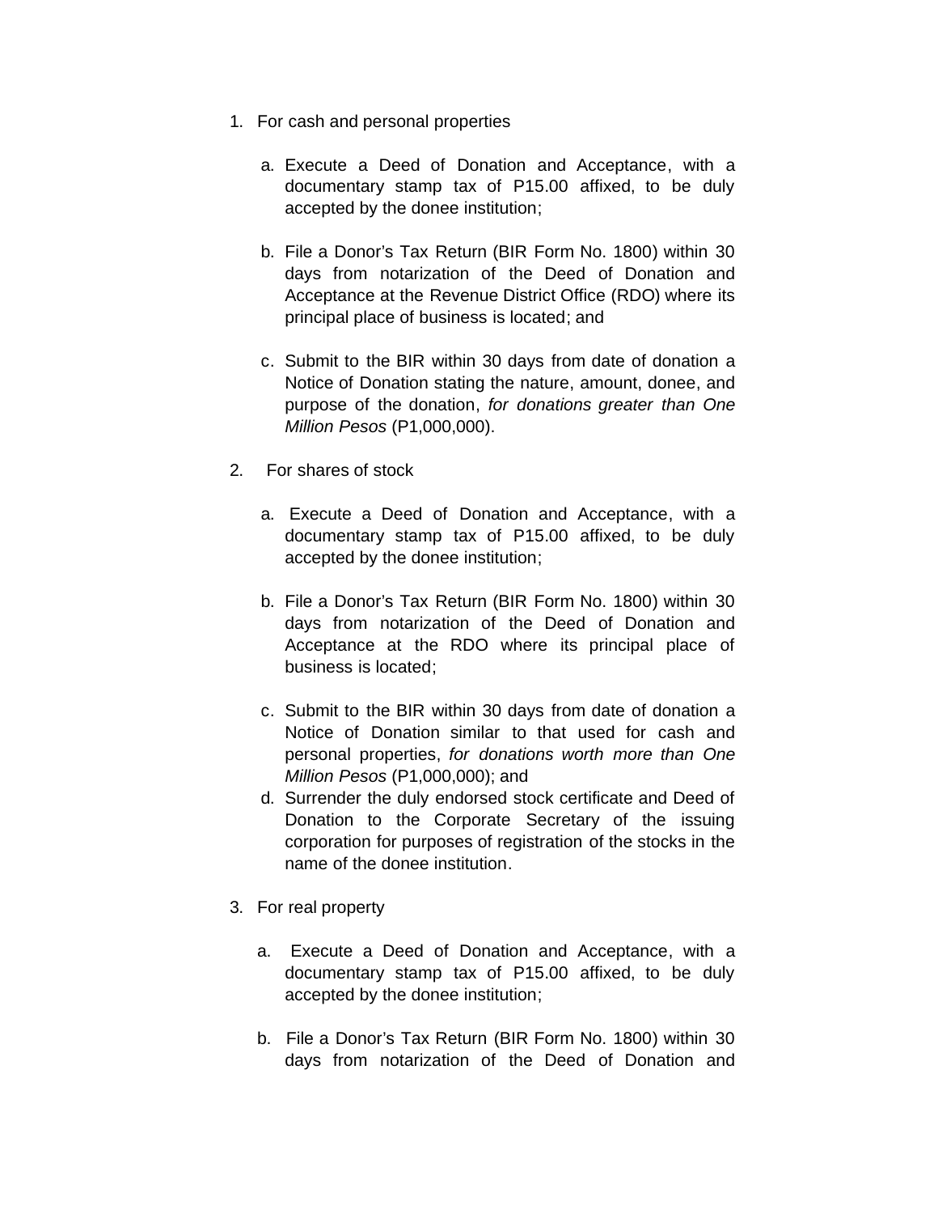1. For cash and personal properties

   a. Execute a Deed of Donation and Acceptance, with a documentary stamp tax of P15.00 affixed, to be duly accepted by the donee institution;

   b. File a Donor's Tax Return (BIR Form No. 1800) within 30 days from notarization of the Deed of Donation and Acceptance at the Revenue District Office (RDO) where its principal place of business is located; and

   c. Submit to the BIR within 30 days from date of donation a Notice of Donation stating the nature, amount, donee, and purpose of the donation, *for donations greater than One Million Pesos* (P1,000,000).

2. For shares of stock

   a. Execute a Deed of Donation and Acceptance, with a documentary stamp tax of P15.00 affixed, to be duly accepted by the donee institution;

   b. File a Donor's Tax Return (BIR Form No. 1800) within 30 days from notarization of the Deed of Donation and Acceptance at the RDO where its principal place of business is located;

   c. Submit to the BIR within 30 days from date of donation a Notice of Donation similar to that used for cash and personal properties, *for donations worth more than One Million Pesos* (P1,000,000); and

   d. Surrender the duly endorsed stock certificate and Deed of Donation to the Corporate Secretary of the issuing corporation for purposes of registration of the stocks in the name of the donee institution.

3. For real property

   a. Execute a Deed of Donation and Acceptance, with a documentary stamp tax of P15.00 affixed, to be duly accepted by the donee institution;

   b. File a Donor's Tax Return (BIR Form No. 1800) within 30 days from notarization of the Deed of Donation and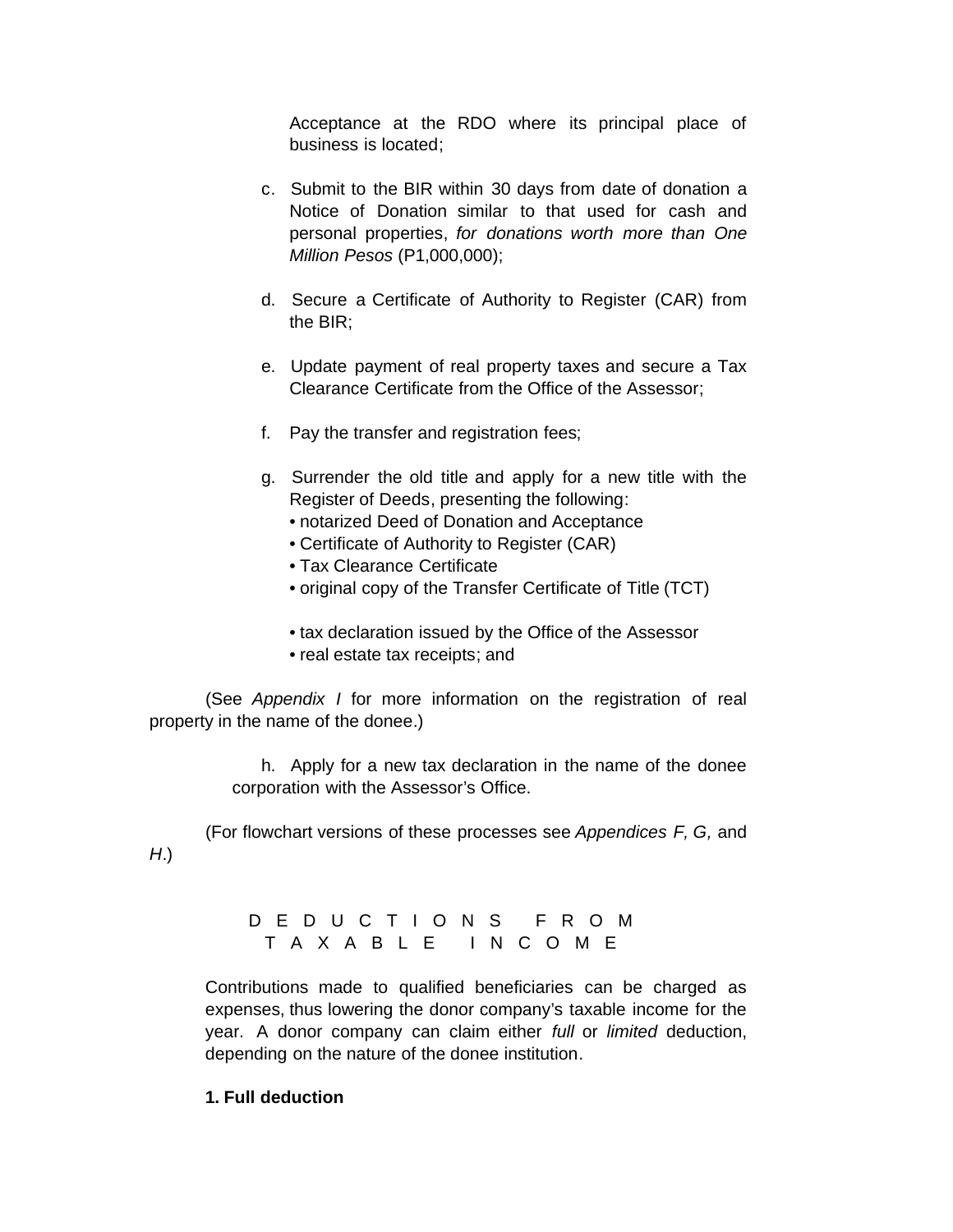Acceptance at the RDO where its principal place of business is located;

c. Submit to the BIR within 30 days from date of donation a Notice of Donation similar to that used for cash and personal properties, *for donations worth more than One Million Pesos* (P1,000,000);

d. Secure a Certificate of Authority to Register (CAR) from the BIR;

e. Update payment of real property taxes and secure a Tax Clearance Certificate from the Office of the Assessor;

f. Pay the transfer and registration fees;

g. Surrender the old title and apply for a new title with the Register of Deeds, presenting the following:
   - notarized Deed of Donation and Acceptance
   - Certificate of Authority to Register (CAR)
   - Tax Clearance Certificate
   - original copy of the Transfer Certificate of Title (TCT)
   - tax declaration issued by the Office of the Assessor
   - real estate tax receipts; and

(See *Appendix I* for more information on the registration of real property in the name of the donee.)

h. Apply for a new tax declaration in the name of the donee corporation with the Assessor's Office.

(For flowchart versions of these processes see *Appendices F, G,* and *H*.)

## DEDUCTIONS FROM TAXABLE INCOME

Contributions made to qualified beneficiaries can be charged as expenses, thus lowering the donor company's taxable income for the year. A donor company can claim either *full* or *limited* deduction, depending on the nature of the donee institution.

**1. Full deduction**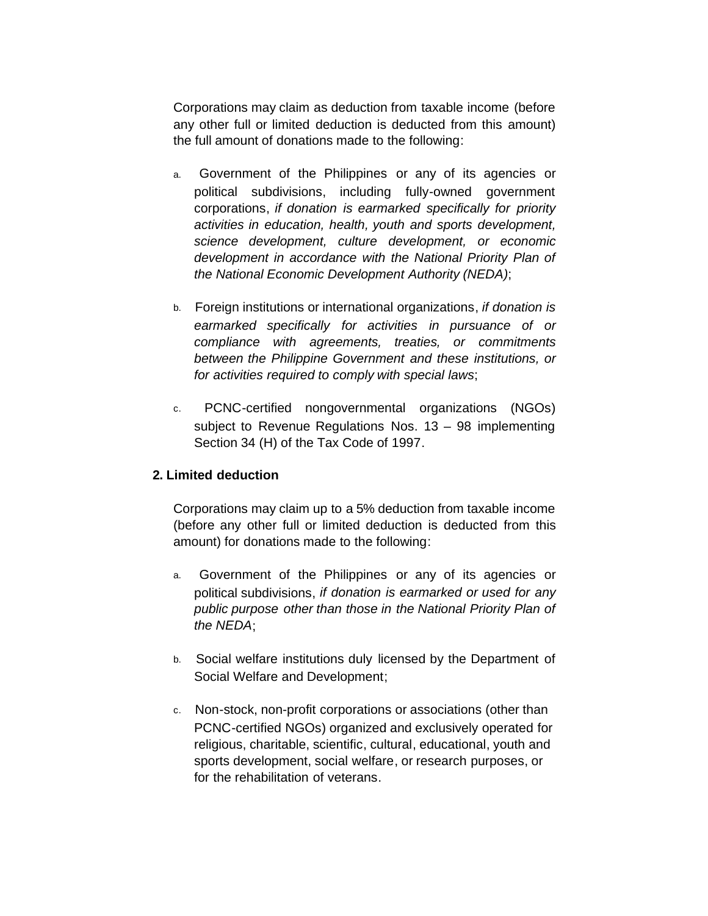Corporations may claim as deduction from taxable income (before any other full or limited deduction is deducted from this amount) the full amount of donations made to the following:

a. Government of the Philippines or any of its agencies or political subdivisions, including fully-owned government corporations, *if donation is earmarked specifically for priority activities in education, health, youth and sports development, science development, culture development, or economic development in accordance with the National Priority Plan of the National Economic Development Authority (NEDA)*;

b. Foreign institutions or international organizations, *if donation is earmarked specifically for activities in pursuance of or compliance with agreements, treaties, or commitments between the Philippine Government and these institutions, or for activities required to comply with special laws*;

c. PCNC-certified nongovernmental organizations (NGOs) subject to Revenue Regulations Nos. 13 – 98 implementing Section 34 (H) of the Tax Code of 1997.

**2. Limited deduction**

Corporations may claim up to a 5% deduction from taxable income (before any other full or limited deduction is deducted from this amount) for donations made to the following:

a. Government of the Philippines or any of its agencies or political subdivisions, *if donation is earmarked or used for any public purpose other than those in the National Priority Plan of the NEDA*;

b. Social welfare institutions duly licensed by the Department of Social Welfare and Development;

c. Non-stock, non-profit corporations or associations (other than PCNC-certified NGOs) organized and exclusively operated for religious, charitable, scientific, cultural, educational, youth and sports development, social welfare, or research purposes, or for the rehabilitation of veterans.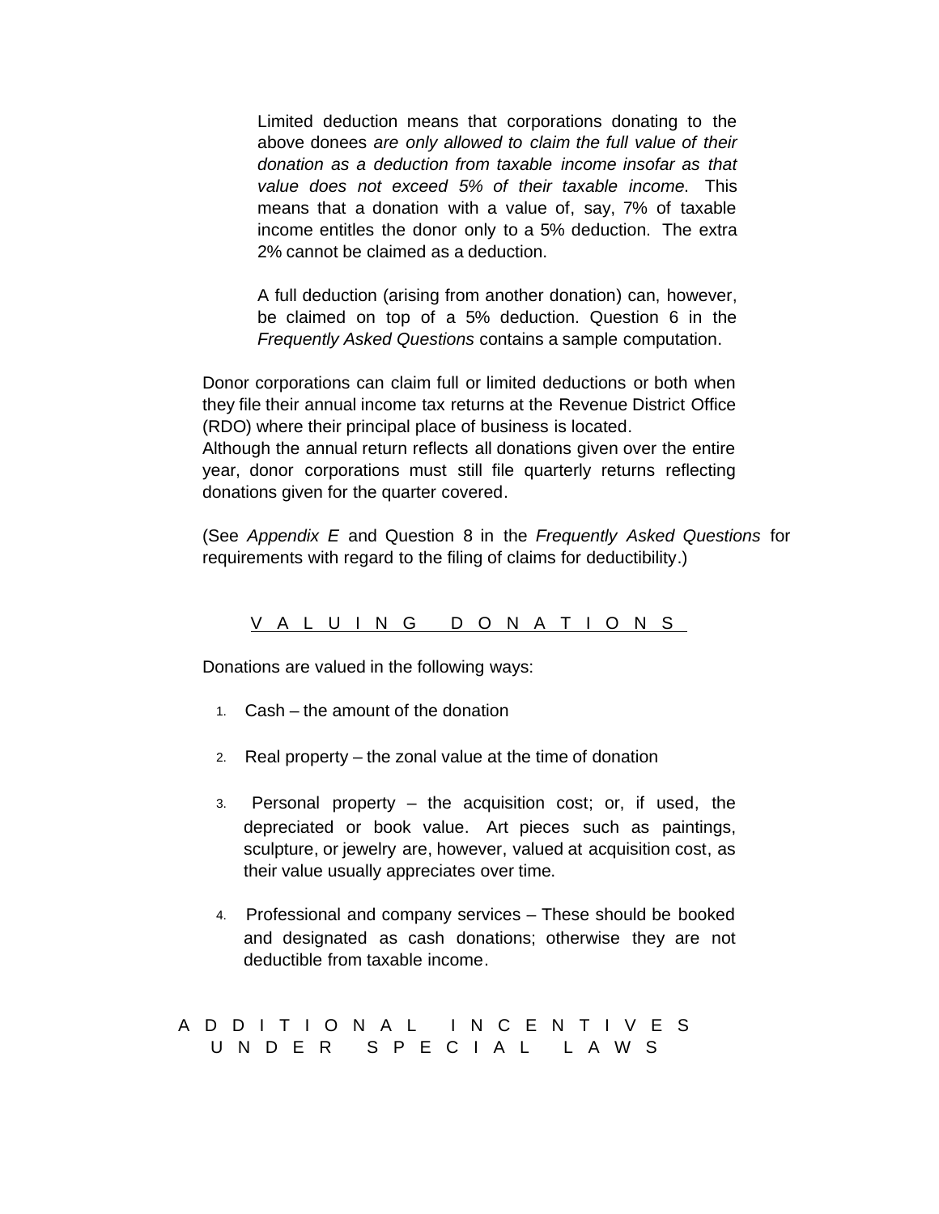Limited deduction means that corporations donating to the above donees *are only allowed to claim the full value of their donation as a deduction from taxable income insofar as that value does not exceed 5% of their taxable income.* This means that a donation with a value of, say, 7% of taxable income entitles the donor only to a 5% deduction. The extra 2% cannot be claimed as a deduction.

A full deduction (arising from another donation) can, however, be claimed on top of a 5% deduction. Question 6 in the *Frequently Asked Questions* contains a sample computation.

Donor corporations can claim full or limited deductions or both when they file their annual income tax returns at the Revenue District Office (RDO) where their principal place of business is located.
Although the annual return reflects all donations given over the entire year, donor corporations must still file quarterly returns reflecting donations given for the quarter covered.

(See *Appendix E* and Question 8 in the *Frequently Asked Questions* for requirements with regard to the filing of claims for deductibility.)

## VALUING DONATIONS

Donations are valued in the following ways:

1. Cash – the amount of the donation

2. Real property – the zonal value at the time of donation

3. Personal property – the acquisition cost; or, if used, the depreciated or book value. Art pieces such as paintings, sculpture, or jewelry are, however, valued at acquisition cost, as their value usually appreciates over time.

4. Professional and company services – These should be booked and designated as cash donations; otherwise they are not deductible from taxable income.

## ADDITIONAL INCENTIVES UNDER SPECIAL LAWS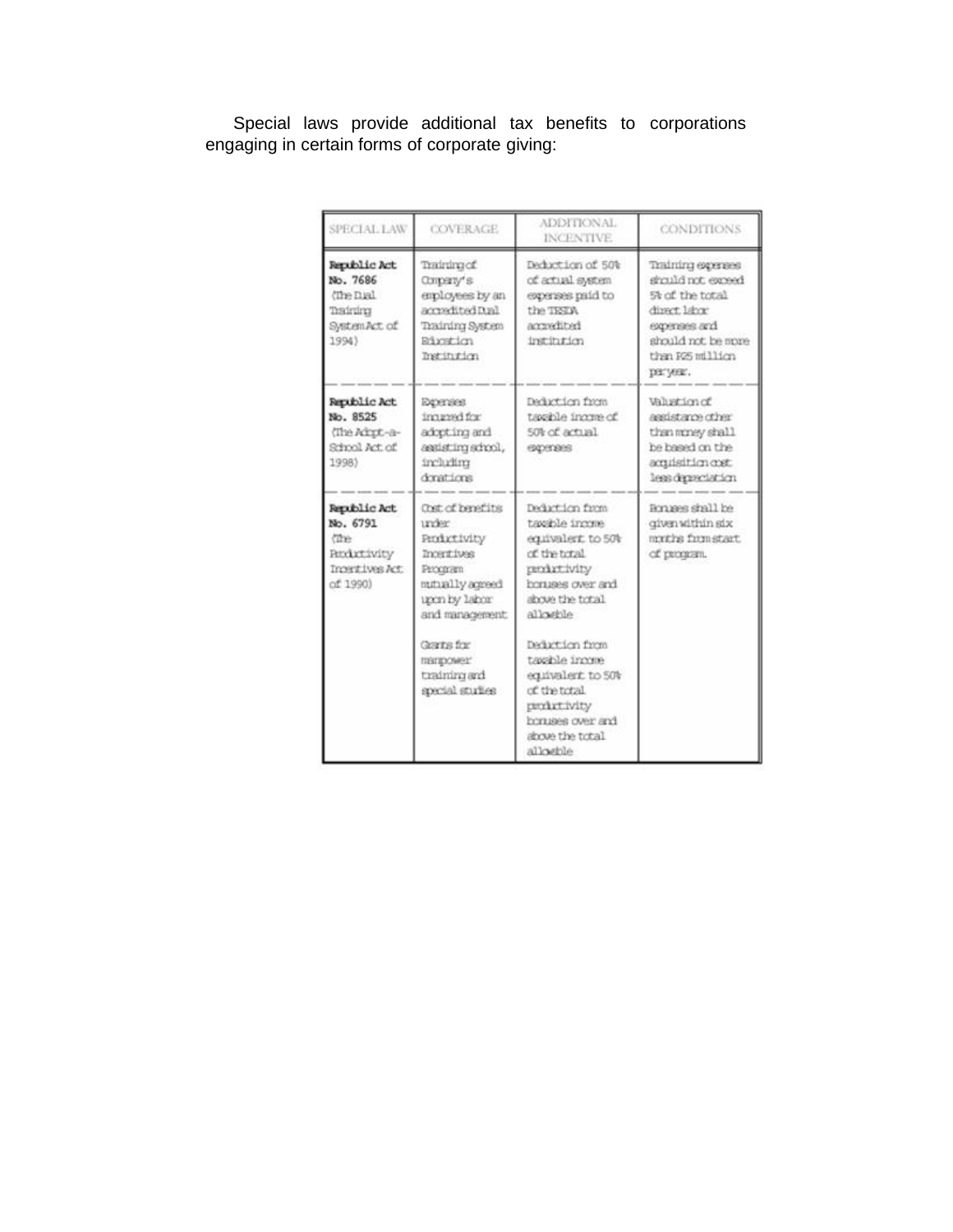Special laws provide additional tax benefits to corporations engaging in certain forms of corporate giving:

| SPECIAL LAW | COVERAGE | ADDITIONAL INCENTIVE | CONDITIONS |
|---|---|---|---|
| **Republic Act No. 7686** (The Dual Training System Act of 1994) | Training of Company's employees by an accredited Dual Training System Education Institution | Deduction of 50% of actual system expenses paid to the TESDA accredited institution | Training expenses should not exceed 5% of the total direct labor expenses and should not be more than P25 million per year. |
| **Republic Act No. 8525** (The Adopt-a-School Act of 1998) | Expenses incurred for adopting and assisting school, including donations | Deduction from taxable income of 50% of actual expenses | Valuation of assistance other than money shall be based on the acquisition cost less depreciation |
| **Republic Act No. 6791** (The Productivity Incentives Act of 1990) | Cost of benefits under Productivity Incentives Program mutually agreed upon by labor and management<br><br>Grants for manpower training and special studies | Deduction from taxable income equivalent to 50% of the total productivity bonuses over and above the total allowable<br><br>Deduction from taxable income equivalent to 50% of the total productivity bonuses over and above the total allowable | Bonuses shall be given within six months from start of program. |